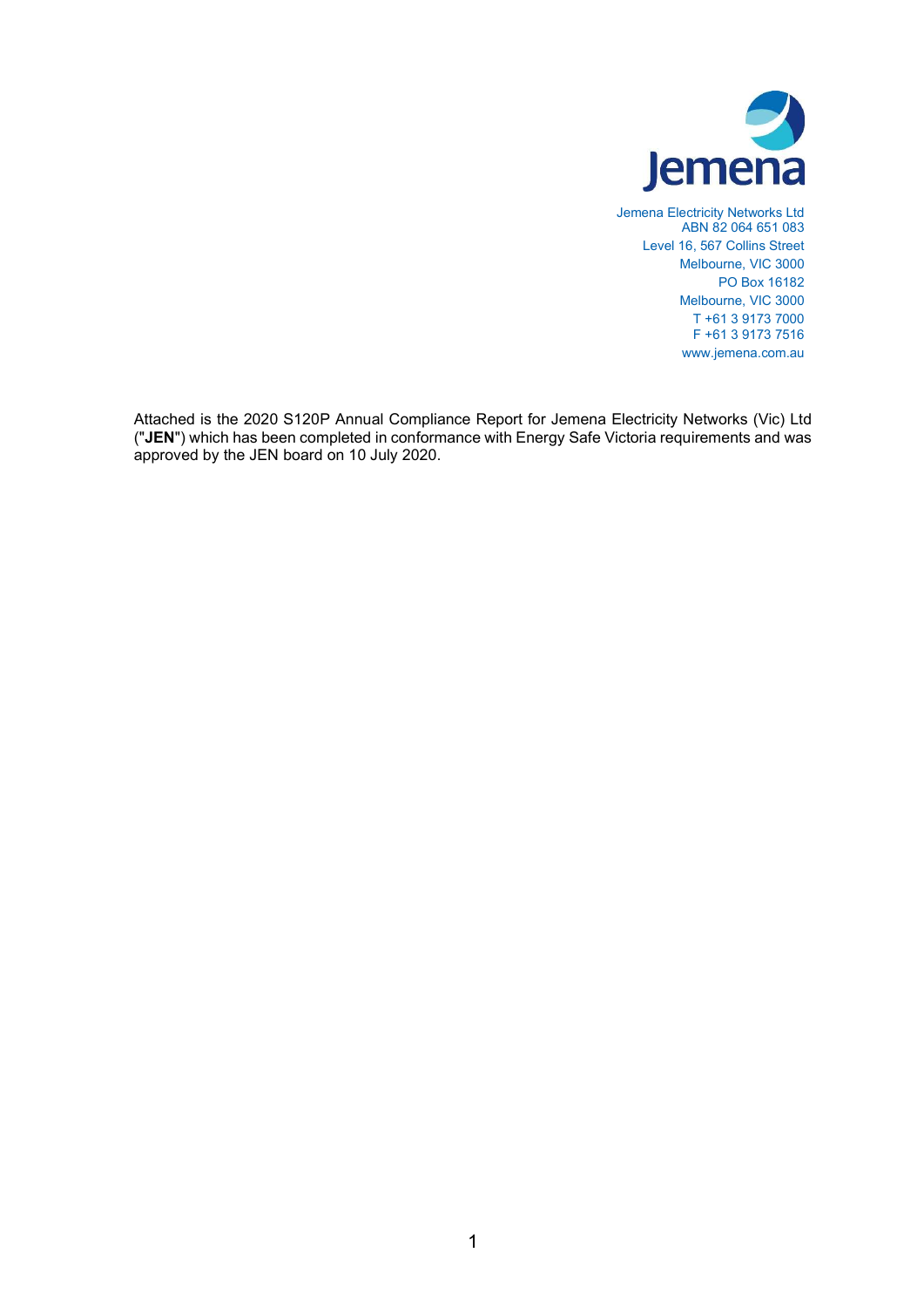Jemena Electricity Networks Ltd
ABN 82 064 651 083
Level 16, 567 Collins Street
Melbourne, VIC 3000
PO Box 16182
Melbourne, VIC 3000
T +61 3 9173 7000
F +61 3 9173 7516
www.jemena.com.au

Attached is the 2020 S120P Annual Compliance Report for Jemena Electricity Networks (Vic) Ltd ("**JEN**") which has been completed in conformance with Energy Safe Victoria requirements and was approved by the JEN board on 10 July 2020.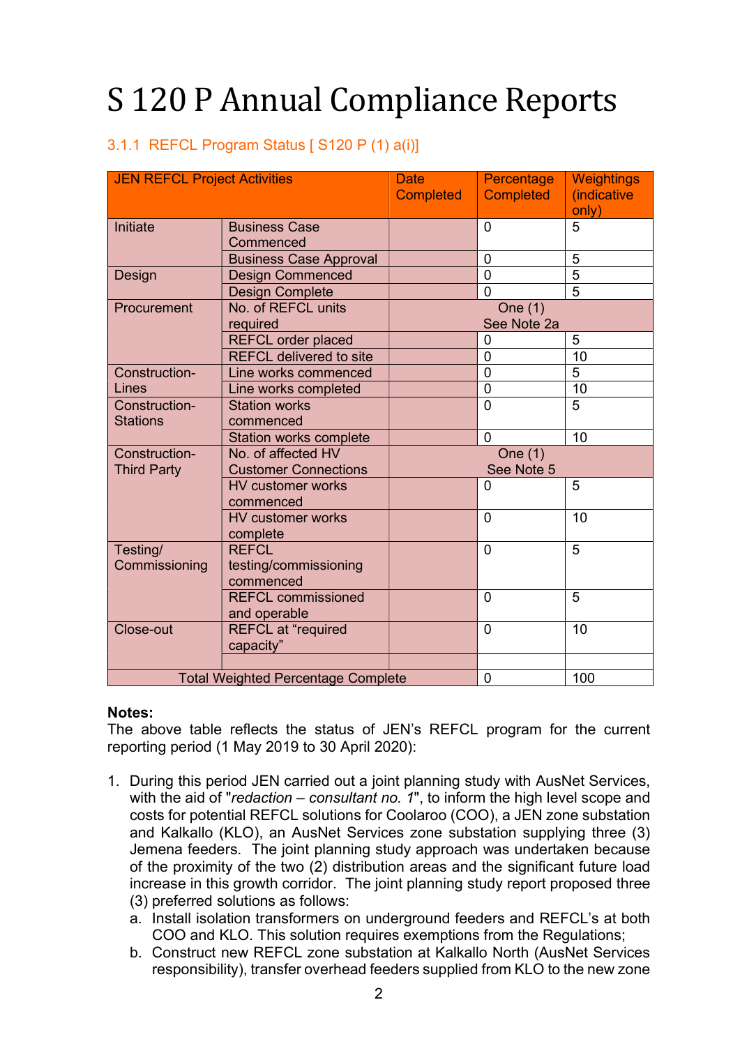# S 120 P Annual Compliance Reports

### 3.1.1 REFCL Program Status [ S120 P (1) a(i)]

| JEN REFCL Project Activities | | Date Completed | Percentage Completed | Weightings (indicative only) |
|---|---|---|---|---|
| Initiate | Business Case Commenced | | 0 | 5 |
| | Business Case Approval | | 0 | 5 |
| Design | Design Commenced | | 0 | 5 |
| | Design Complete | | 0 | 5 |
| Procurement | No. of REFCL units required | One (1) See Note 2a | | |
| | REFCL order placed | | 0 | 5 |
| | REFCL delivered to site | | 0 | 10 |
| Construction-Lines | Line works commenced | | 0 | 5 |
| | Line works completed | | 0 | 10 |
| Construction-Stations | Station works commenced | | 0 | 5 |
| | Station works complete | | 0 | 10 |
| Construction-Third Party | No. of affected HV Customer Connections | One (1) See Note 5 | | |
| | HV customer works commenced | | 0 | 5 |
| | HV customer works complete | | 0 | 10 |
| Testing/ Commissioning | REFCL testing/commissioning commenced | | 0 | 5 |
| | REFCL commissioned and operable | | 0 | 5 |
| Close-out | REFCL at "required capacity" | | 0 | 10 |
| | | | | |
| Total Weighted Percentage Complete | | | 0 | 100 |

**Notes:**

The above table reflects the status of JEN's REFCL program for the current reporting period (1 May 2019 to 30 April 2020):

1. During this period JEN carried out a joint planning study with AusNet Services, with the aid of "*redaction – consultant no. 1*", to inform the high level scope and costs for potential REFCL solutions for Coolaroo (COO), a JEN zone substation and Kalkallo (KLO), an AusNet Services zone substation supplying three (3) Jemena feeders. The joint planning study approach was undertaken because of the proximity of the two (2) distribution areas and the significant future load increase in this growth corridor. The joint planning study report proposed three (3) preferred solutions as follows:
   a. Install isolation transformers on underground feeders and REFCL's at both COO and KLO. This solution requires exemptions from the Regulations;
   b. Construct new REFCL zone substation at Kalkallo North (AusNet Services responsibility), transfer overhead feeders supplied from KLO to the new zone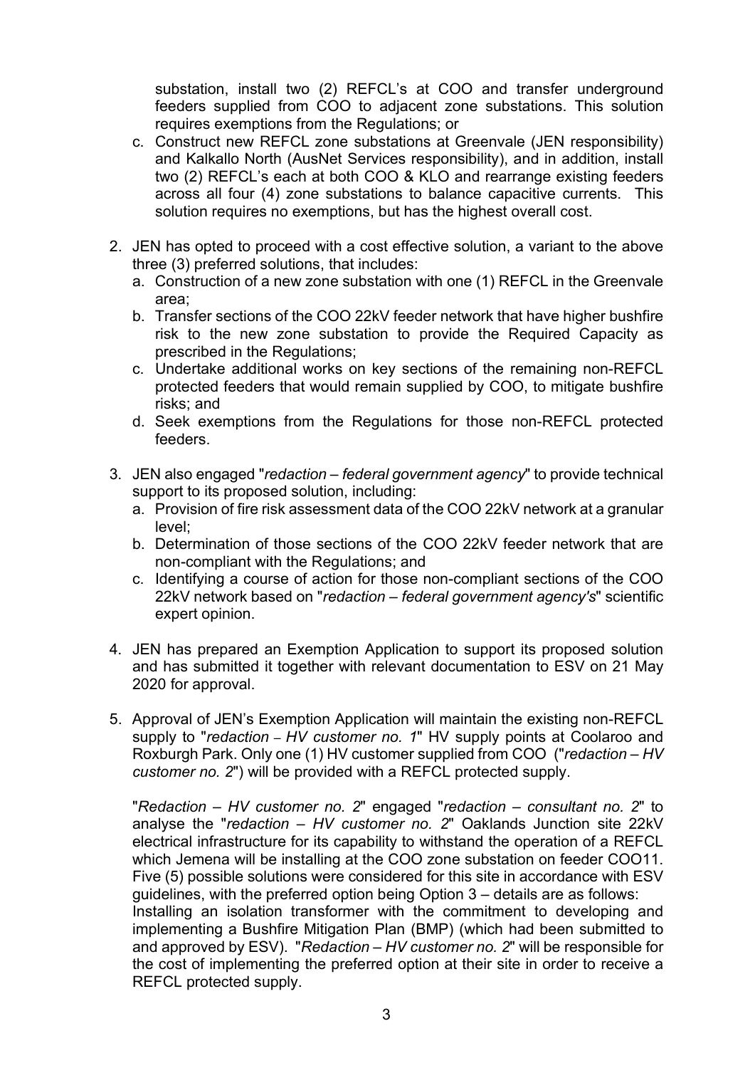substation, install two (2) REFCL's at COO and transfer underground feeders supplied from COO to adjacent zone substations. This solution requires exemptions from the Regulations; or

   c. Construct new REFCL zone substations at Greenvale (JEN responsibility) and Kalkallo North (AusNet Services responsibility), and in addition, install two (2) REFCL's each at both COO & KLO and rearrange existing feeders across all four (4) zone substations to balance capacitive currents. This solution requires no exemptions, but has the highest overall cost.

2. JEN has opted to proceed with a cost effective solution, a variant to the above three (3) preferred solutions, that includes:
   a. Construction of a new zone substation with one (1) REFCL in the Greenvale area;
   b. Transfer sections of the COO 22kV feeder network that have higher bushfire risk to the new zone substation to provide the Required Capacity as prescribed in the Regulations;
   c. Undertake additional works on key sections of the remaining non-REFCL protected feeders that would remain supplied by COO, to mitigate bushfire risks; and
   d. Seek exemptions from the Regulations for those non-REFCL protected feeders.

3. JEN also engaged "*redaction – federal government agency*" to provide technical support to its proposed solution, including:
   a. Provision of fire risk assessment data of the COO 22kV network at a granular level;
   b. Determination of those sections of the COO 22kV feeder network that are non-compliant with the Regulations; and
   c. Identifying a course of action for those non-compliant sections of the COO 22kV network based on "*redaction – federal government agency's*" scientific expert opinion.

4. JEN has prepared an Exemption Application to support its proposed solution and has submitted it together with relevant documentation to ESV on 21 May 2020 for approval.

5. Approval of JEN's Exemption Application will maintain the existing non-REFCL supply to "*redaction – HV customer no. 1*" HV supply points at Coolaroo and Roxburgh Park. Only one (1) HV customer supplied from COO ("*redaction – HV customer no. 2*") will be provided with a REFCL protected supply.

   "*Redaction – HV customer no. 2*" engaged "*redaction – consultant no. 2*" to analyse the "*redaction – HV customer no. 2*" Oaklands Junction site 22kV electrical infrastructure for its capability to withstand the operation of a REFCL which Jemena will be installing at the COO zone substation on feeder COO11. Five (5) possible solutions were considered for this site in accordance with ESV guidelines, with the preferred option being Option 3 – details are as follows:
   Installing an isolation transformer with the commitment to developing and implementing a Bushfire Mitigation Plan (BMP) (which had been submitted to and approved by ESV). "*Redaction – HV customer no. 2*" will be responsible for the cost of implementing the preferred option at their site in order to receive a REFCL protected supply.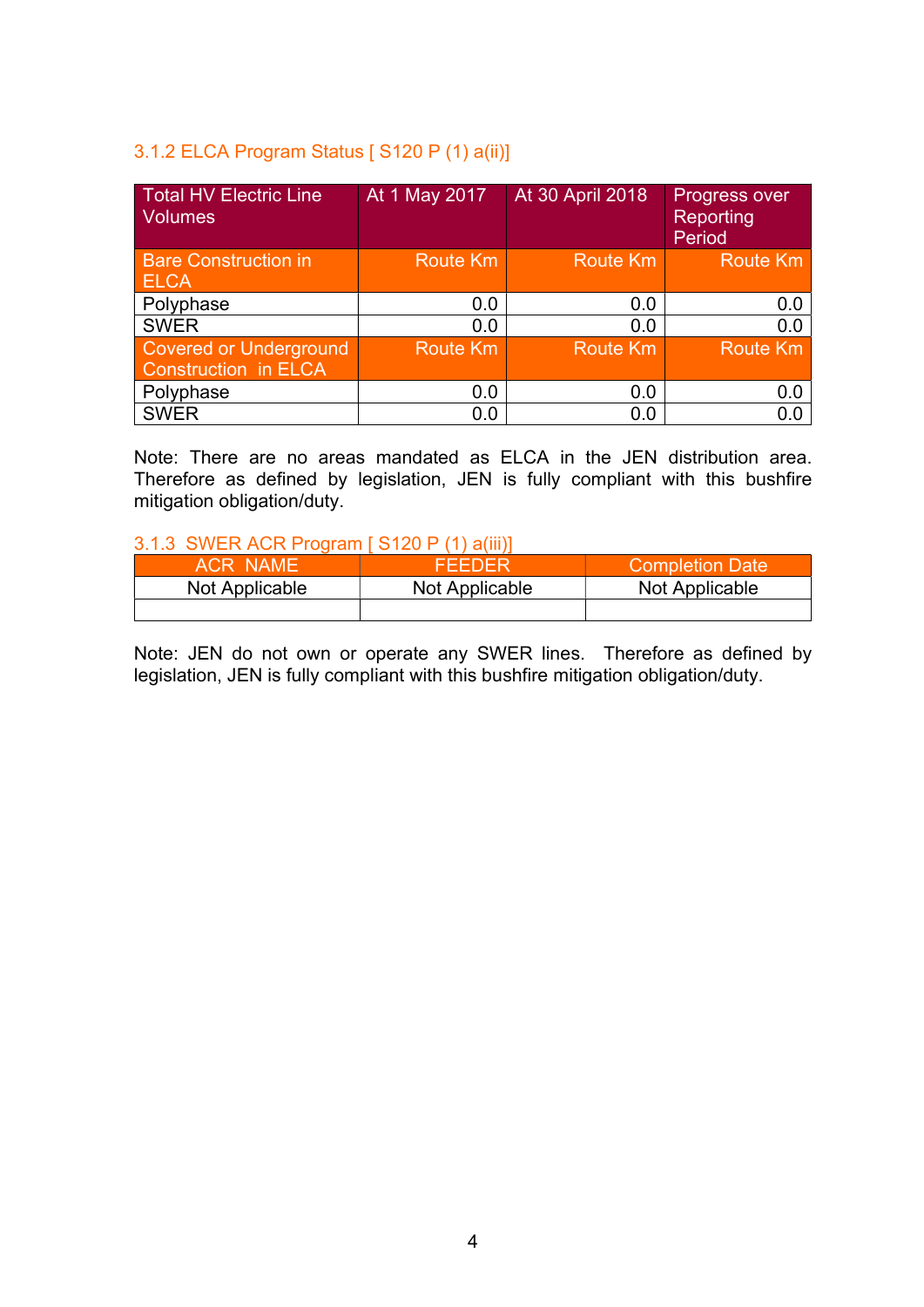### 3.1.2 ELCA Program Status [ S120 P (1) a(ii)]

| Total HV Electric Line Volumes | At 1 May 2017 | At 30 April 2018 | Progress over Reporting Period |
|---|---|---|---|
| Bare Construction in ELCA | Route Km | Route Km | Route Km |
| Polyphase | 0.0 | 0.0 | 0.0 |
| SWER | 0.0 | 0.0 | 0.0 |
| Covered or Underground Construction in ELCA | Route Km | Route Km | Route Km |
| Polyphase | 0.0 | 0.0 | 0.0 |
| SWER | 0.0 | 0.0 | 0.0 |

Note: There are no areas mandated as ELCA in the JEN distribution area. Therefore as defined by legislation, JEN is fully compliant with this bushfire mitigation obligation/duty.

### 3.1.3 SWER ACR Program [ S120 P (1) a(iii)]

| ACR NAME | FEEDER | Completion Date |
|---|---|---|
| Not Applicable | Not Applicable | Not Applicable |
| | | |

Note: JEN do not own or operate any SWER lines. Therefore as defined by legislation, JEN is fully compliant with this bushfire mitigation obligation/duty.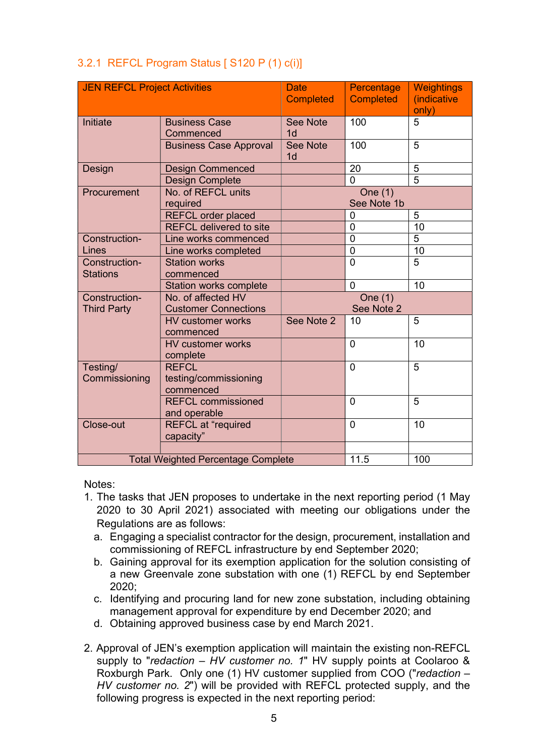### 3.2.1 REFCL Program Status [ S120 P (1) c(i)]

| JEN REFCL Project Activities | | Date Completed | Percentage Completed | Weightings (indicative only) |
|---|---|---|---|---|
| Initiate | Business Case Commenced | See Note 1d | 100 | 5 |
| | Business Case Approval | See Note 1d | 100 | 5 |
| Design | Design Commenced | | 20 | 5 |
| | Design Complete | | 0 | 5 |
| Procurement | No. of REFCL units required | One (1) See Note 1b | | |
| | REFCL order placed | | 0 | 5 |
| | REFCL delivered to site | | 0 | 10 |
| Construction-Lines | Line works commenced | | 0 | 5 |
| | Line works completed | | 0 | 10 |
| Construction-Stations | Station works commenced | | 0 | 5 |
| | Station works complete | | 0 | 10 |
| Construction-Third Party | No. of affected HV Customer Connections | One (1) See Note 2 | | |
| | HV customer works commenced | See Note 2 | 10 | 5 |
| | HV customer works complete | | 0 | 10 |
| Testing/ Commissioning | REFCL testing/commissioning commenced | | 0 | 5 |
| | REFCL commissioned and operable | | 0 | 5 |
| Close-out | REFCL at "required capacity" | | 0 | 10 |
| | | | | |
| Total Weighted Percentage Complete | | | 11.5 | 100 |

Notes:

1. The tasks that JEN proposes to undertake in the next reporting period (1 May 2020 to 30 April 2021) associated with meeting our obligations under the Regulations are as follows:
   a. Engaging a specialist contractor for the design, procurement, installation and commissioning of REFCL infrastructure by end September 2020;
   b. Gaining approval for its exemption application for the solution consisting of a new Greenvale zone substation with one (1) REFCL by end September 2020;
   c. Identifying and procuring land for new zone substation, including obtaining management approval for expenditure by end December 2020; and
   d. Obtaining approved business case by end March 2021.

2. Approval of JEN's exemption application will maintain the existing non-REFCL supply to "*redaction – HV customer no. 1*" HV supply points at Coolaroo & Roxburgh Park. Only one (1) HV customer supplied from COO ("*redaction – HV customer no. 2*") will be provided with REFCL protected supply, and the following progress is expected in the next reporting period: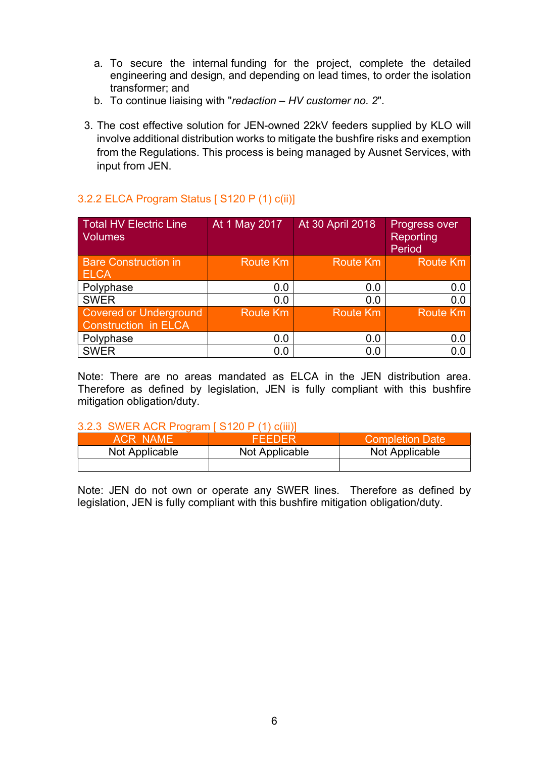a. To secure the internal funding for the project, complete the detailed engineering and design, and depending on lead times, to order the isolation transformer; and
b. To continue liaising with "*redaction – HV customer no. 2*".

3. The cost effective solution for JEN-owned 22kV feeders supplied by KLO will involve additional distribution works to mitigate the bushfire risks and exemption from the Regulations. This process is being managed by Ausnet Services, with input from JEN.

### 3.2.2 ELCA Program Status [ S120 P (1) c(ii)]

| Total HV Electric Line Volumes | At 1 May 2017 | At 30 April 2018 | Progress over Reporting Period |
|---|---|---|---|
| Bare Construction in ELCA | Route Km | Route Km | Route Km |
| Polyphase | 0.0 | 0.0 | 0.0 |
| SWER | 0.0 | 0.0 | 0.0 |
| Covered or Underground Construction in ELCA | Route Km | Route Km | Route Km |
| Polyphase | 0.0 | 0.0 | 0.0 |
| SWER | 0.0 | 0.0 | 0.0 |

Note: There are no areas mandated as ELCA in the JEN distribution area. Therefore as defined by legislation, JEN is fully compliant with this bushfire mitigation obligation/duty.

### 3.2.3 SWER ACR Program [ S120 P (1) c(iii)]

| ACR NAME | FEEDER | Completion Date |
|---|---|---|
| Not Applicable | Not Applicable | Not Applicable |
| | | |

Note: JEN do not own or operate any SWER lines. Therefore as defined by legislation, JEN is fully compliant with this bushfire mitigation obligation/duty.